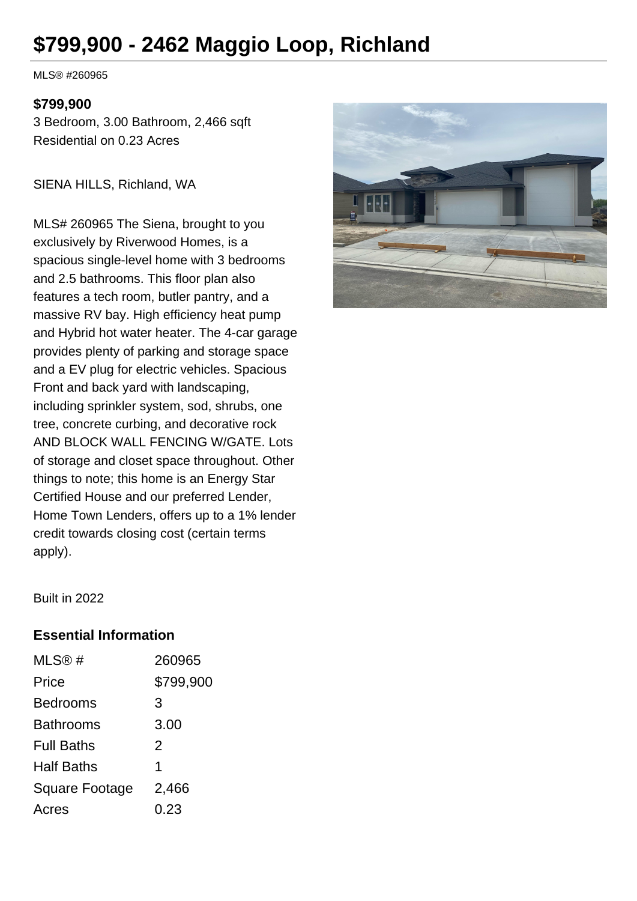# $799,900 - 2462 Maggio Loop, Richland

MLS® #260965

**$799,900**

3 Bedroom, 3.00 Bathroom, 2,466 sqft

Residential on 0.23 Acres

SIENA HILLS, Richland, WA

MLS# 260965 The Siena, brought to you exclusively by Riverwood Homes, is a spacious single-level home with 3 bedrooms and 2.5 bathrooms. This floor plan also features a tech room, butler pantry, and a massive RV bay. High efficiency heat pump and Hybrid hot water heater. The 4-car garage provides plenty of parking and storage space and a EV plug for electric vehicles. Spacious Front and back yard with landscaping, including sprinkler system, sod, shrubs, one tree, concrete curbing, and decorative rock AND BLOCK WALL FENCING W/GATE. Lots of storage and closet space throughout. Other things to note; this home is an Energy Star Certified House and our preferred Lender, Home Town Lenders, offers up to a 1% lender credit towards closing cost (certain terms apply).

Built in 2022

## Essential Information

| | |
|---|---|
| MLS® # | 260965 |
| Price | $799,900 |
| Bedrooms | 3 |
| Bathrooms | 3.00 |
| Full Baths | 2 |
| Half Baths | 1 |
| Square Footage | 2,466 |
| Acres | 0.23 |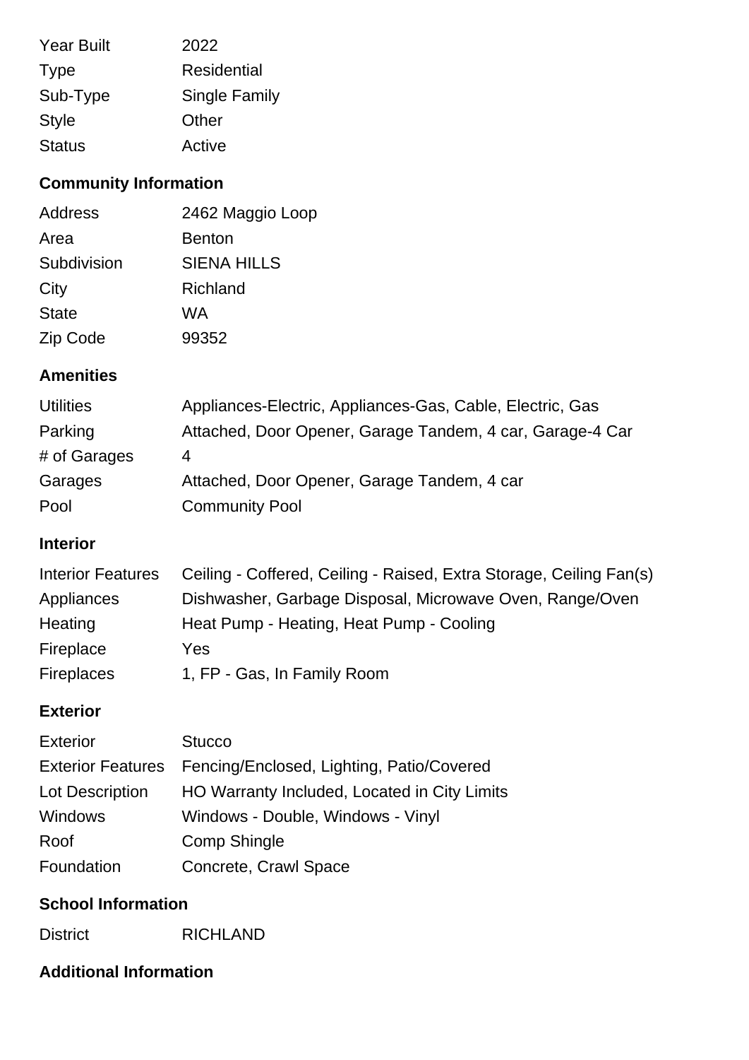| | |
|---|---|
| Year Built | 2022 |
| Type | Residential |
| Sub-Type | Single Family |
| Style | Other |
| Status | Active |

## Community Information

| | |
|---|---|
| Address | 2462 Maggio Loop |
| Area | Benton |
| Subdivision | SIENA HILLS |
| City | Richland |
| State | WA |
| Zip Code | 99352 |

## Amenities

| | |
|---|---|
| Utilities | Appliances-Electric, Appliances-Gas, Cable, Electric, Gas |
| Parking | Attached, Door Opener, Garage Tandem, 4 car, Garage-4 Car |
| # of Garages | 4 |
| Garages | Attached, Door Opener, Garage Tandem, 4 car |
| Pool | Community Pool |

## Interior

| | |
|---|---|
| Interior Features | Ceiling - Coffered, Ceiling - Raised, Extra Storage, Ceiling Fan(s) |
| Appliances | Dishwasher, Garbage Disposal, Microwave Oven, Range/Oven |
| Heating | Heat Pump - Heating, Heat Pump - Cooling |
| Fireplace | Yes |
| Fireplaces | 1, FP - Gas, In Family Room |

## Exterior

| | |
|---|---|
| Exterior | Stucco |
| Exterior Features | Fencing/Enclosed, Lighting, Patio/Covered |
| Lot Description | HO Warranty Included, Located in City Limits |
| Windows | Windows - Double, Windows - Vinyl |
| Roof | Comp Shingle |
| Foundation | Concrete, Crawl Space |

## School Information

| | |
|---|---|
| District | RICHLAND |

## Additional Information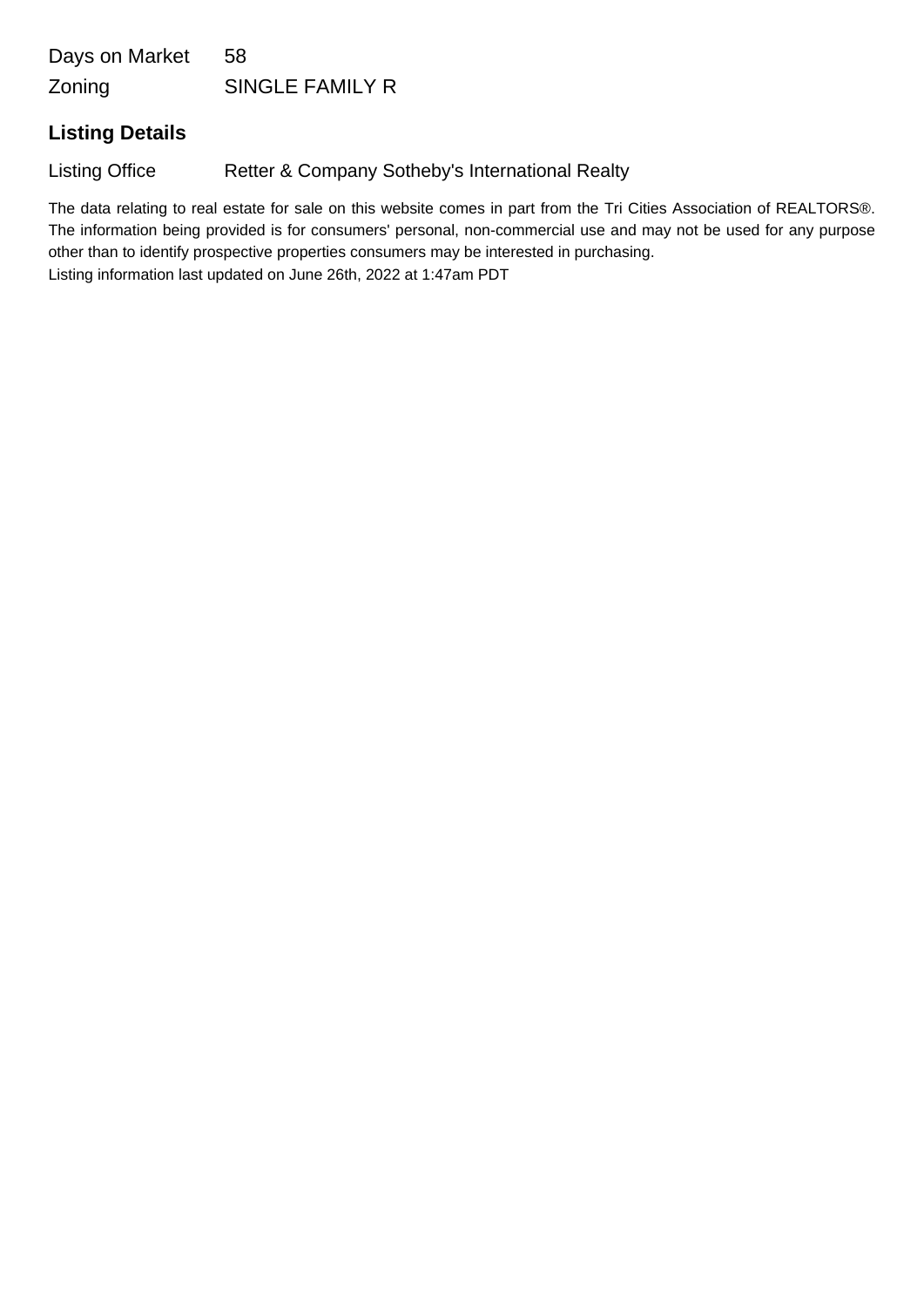| | |
|---|---|
| Days on Market | 58 |
| Zoning | SINGLE FAMILY R |

## Listing Details

| | |
|---|---|
| Listing Office | Retter & Company Sotheby's International Realty |

The data relating to real estate for sale on this website comes in part from the Tri Cities Association of REALTORS®. The information being provided is for consumers' personal, non-commercial use and may not be used for any purpose other than to identify prospective properties consumers may be interested in purchasing.
Listing information last updated on June 26th, 2022 at 1:47am PDT